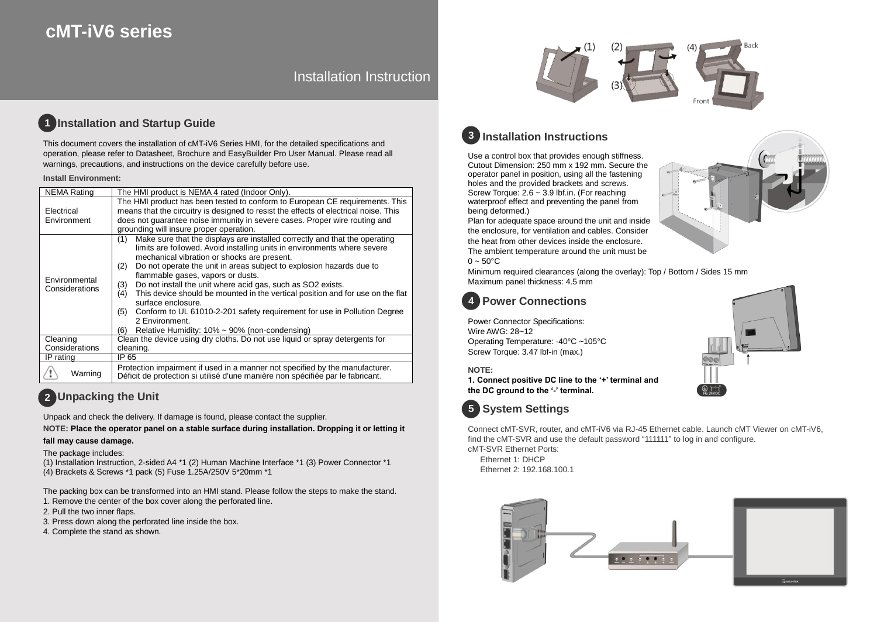# cMT-iV6 series

Installation Instruction

## 1 Installation and Startup Guide

This document covers the installation of cMT-iV6 Series HMI, for the detailed specifications and operation, please refer to Datasheet, Brochure and EasyBuilder Pro User Manual. Please read all warnings, precautions, and instructions on the device carefully before use.

**Install Environment:**

| NEMA Rating | The HMI product is NEMA 4 rated (Indoor Only). |
|---|---|
| Electrical Environment | The HMI product has been tested to conform to European CE requirements. This means that the circuitry is designed to resist the effects of electrical noise. This does not guarantee noise immunity in severe cases. Proper wire routing and grounding will insure proper operation. |
| Environmental Considerations | (1) Make sure that the displays are installed correctly and that the operating limits are followed. Avoid installing units in environments where severe mechanical vibration or shocks are present. (2) Do not operate the unit in areas subject to explosion hazards due to flammable gases, vapors or dusts. (3) Do not install the unit where acid gas, such as SO2 exists. (4) This device should be mounted in the vertical position and for use on the flat surface enclosure. (5) Conform to UL 61010-2-201 safety requirement for use in Pollution Degree 2 Environment. (6) Relative Humidity: 10% ~ 90% (non-condensing) |
| Cleaning Considerations | Clean the device using dry cloths. Do not use liquid or spray detergents for cleaning. |
| IP rating | IP 65 |
| Warning | Protection impairment if used in a manner not specified by the manufacturer. Déficit de protection si utilisé d'une manière non spécifiée par le fabricant. |

## 2 Unpacking the Unit

Unpack and check the delivery. If damage is found, please contact the supplier.

**NOTE: Place the operator panel on a stable surface during installation. Dropping it or letting it fall may cause damage.**

The package includes:
(1) Installation Instruction, 2-sided A4 *1 (2) Human Machine Interface *1 (3) Power Connector *1
(4) Brackets & Screws *1 pack (5) Fuse 1.25A/250V 5*20mm *1

The packing box can be transformed into an HMI stand. Please follow the steps to make the stand.
1. Remove the center of the box cover along the perforated line.
2. Pull the two inner flaps.
3. Press down along the perforated line inside the box.
4. Complete the stand as shown.

## 3 Installation Instructions

Use a control box that provides enough stiffness. Cutout Dimension: 250 mm x 192 mm. Secure the operator panel in position, using all the fastening holes and the provided brackets and screws. Screw Torque: 2.6 ~ 3.9 lbf.in. (For reaching waterproof effect and preventing the panel from being deformed.)
Plan for adequate space around the unit and inside the enclosure, for ventilation and cables. Consider the heat from other devices inside the enclosure. The ambient temperature around the unit must be 0 ~ 50°C
Minimum required clearances (along the overlay): Top / Bottom / Sides 15 mm
Maximum panel thickness: 4.5 mm

## 4 Power Connections

Power Connector Specifications:
Wire AWG: 28~12
Operating Temperature: -40°C ~105°C
Screw Torque: 3.47 lbf-in (max.)

**NOTE:**
**1. Connect positive DC line to the '+' terminal and the DC ground to the '-' terminal.**

## 5 System Settings

Connect cMT-SVR, router, and cMT-iV6 via RJ-45 Ethernet cable. Launch cMT Viewer on cMT-iV6, find the cMT-SVR and use the default password "111111" to log in and configure.
cMT-SVR Ethernet Ports:
Ethernet 1: DHCP
Ethernet 2: 192.168.100.1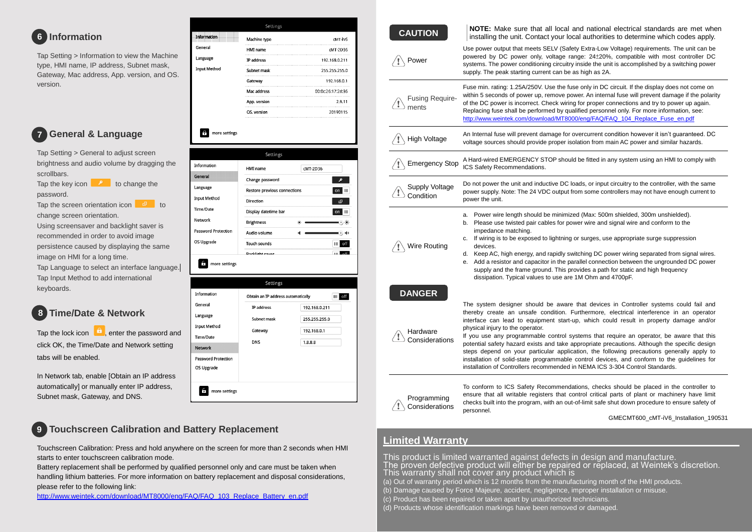## 6 Information

Tap Setting > Information to view the Machine type, HMI name, IP address, Subnet mask, Gateway, Mac address, App. version, and OS. version.

| | |
|---|---|
| Machine type | cMT-iV6 |
| HMI name | cMT-2D36 |
| IP address | 192.168.0.211 |
| Subnet mask | 255.255.255.0 |
| Gateway | 192.168.0.1 |
| Mac address | 00:0c:26:17:2d:36 |
| App. version | 2.9.11 |
| OS. version | 20190115 |

## 7 General & Language

Tap Setting > General to adjust screen brightness and audio volume by dragging the scrollbars.

Tap the key icon to change the password.

Tap the screen orientation icon to change screen orientation.

Using screensaver and backlight saver is recommended in order to avoid image persistence caused by displaying the same image on HMI for a long time.

Tap Language to select an interface language.

Tap Input Method to add international keyboards.

## 8 Time/Date & Network

Tap the lock icon, enter the password and click OK, the Time/Date and Network setting tabs will be enabled.

In Network tab, enable [Obtain an IP address automatically] or manually enter IP address, Subnet mask, Gateway, and DNS.

## 9 Touchscreen Calibration and Battery Replacement

Touchscreen Calibration: Press and hold anywhere on the screen for more than 2 seconds when HMI starts to enter touchscreen calibration mode.

Battery replacement shall be performed by qualified personnel only and care must be taken when handling lithium batteries. For more information on battery replacement and disposal considerations, please refer to the following link:

http://www.weintek.com/download/MT8000/eng/FAQ/FAQ_103_Replace_Battery_en.pdf

## CAUTION

**NOTE:** Make sure that all local and national electrical standards are met when installing the unit. Contact your local authorities to determine which codes apply.

| | |
|---|---|
| Power | Use power output that meets SELV (Safety Extra-Low Voltage) requirements. The unit can be powered by DC power only, voltage range: 24±20%, compatible with most controller DC systems. The power conditioning circuitry inside the unit is accomplished by a switching power supply. The peak starting current can be as high as 2A. |
| Fusing Requirements | Fuse min. rating: 1.25A/250V. Use the fuse only in DC circuit. If the display does not come on within 5 seconds of power up, remove power. An internal fuse will prevent damage if the polarity of the DC power is incorrect. Check wiring for proper connections and try to power up again. Replacing fuse shall be performed by qualified personnel only. For more information, see: http://www.weintek.com/download/MT8000/eng/FAQ/FAQ_104_Replace_Fuse_en.pdf |
| High Voltage | An Internal fuse will prevent damage for overcurrent condition however it isn't guaranteed. DC voltage sources should provide proper isolation from main AC power and similar hazards. |
| Emergency Stop | A Hard-wired EMERGENCY STOP should be fitted in any system using an HMI to comply with ICS Safety Recommendations. |
| Supply Voltage Condition | Do not power the unit and inductive DC loads, or input circuitry to the controller, with the same power supply. Note: The 24 VDC output from some controllers may not have enough current to power the unit. |
| Wire Routing | a. Power wire length should be minimized (Max: 500m shielded, 300m unshielded). b. Please use twisted pair cables for power wire and signal wire and conform to the impedance matching. c. If wiring is to be exposed to lightning or surges, use appropriate surge suppression devices. d. Keep AC, high energy, and rapidly switching DC power wiring separated from signal wires. e. Add a resistor and capacitor in the parallel connection between the ungrounded DC power supply and the frame ground. This provides a path for static and high frequency dissipation. Typical values to use are 1M Ohm and 4700pF. |

## DANGER

| | |
|---|---|
| Hardware Considerations | The system designer should be aware that devices in Controller systems could fail and thereby create an unsafe condition. Furthermore, electrical interference in an operator interface can lead to equipment start-up, which could result in property damage and/or physical injury to the operator. If you use any programmable control systems that require an operator, be aware that this potential safety hazard exists and take appropriate precautions. Although the specific design steps depend on your particular application, the following precautions generally apply to installation of solid-state programmable control devices, and conform to the guidelines for installation of Controllers recommended in NEMA ICS 3-304 Control Standards. |
| Programming Considerations | To conform to ICS Safety Recommendations, checks should be placed in the controller to ensure that all writable registers that control critical parts of plant or machinery have limit checks built into the program, with an out-of-limit safe shut down procedure to ensure safety of personnel. |

GMECMT600_cMT-iV6_Installation_190531

## Limited Warranty

This product is limited warranted against defects in design and manufacture.
The proven defective product will either be repaired or replaced, at Weintek's discretion.
This warranty shall not cover any product which is

(a) Out of warranty period which is 12 months from the manufacturing month of the HMI products.
(b) Damage caused by Force Majeure, accident, negligence, improper installation or misuse.
(c) Product has been repaired or taken apart by unauthorized technicians.
(d) Products whose identification markings have been removed or damaged.